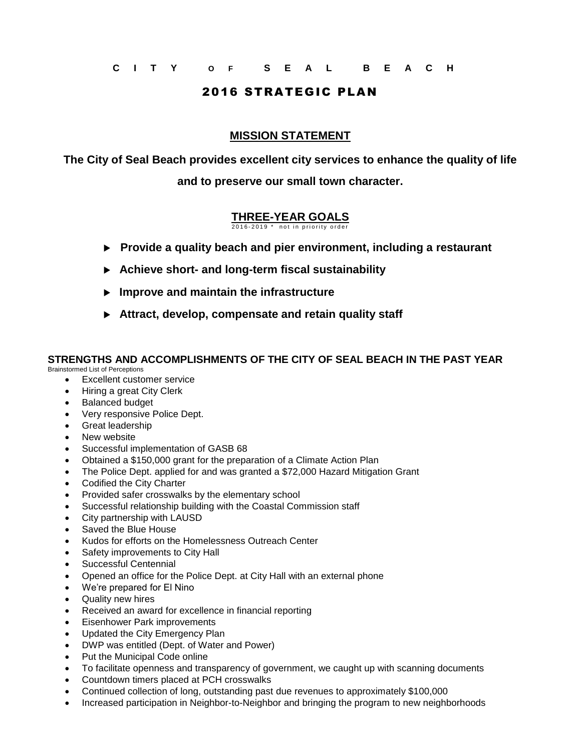# CITY OF SEAL BEACH

## 2016 STRATEGIC PLAN

### MISSION STATEMENT

**The City of Seal Beach provides excellent city services to enhance the quality of life and to preserve our small town character.**

### THREE-YEAR GOALS

2016-2019 * not in priority order

- ► **Provide a quality beach and pier environment, including a restaurant**
- ► **Achieve short- and long-term fiscal sustainability**
- ► **Improve and maintain the infrastructure**
- ► **Attract, develop, compensate and retain quality staff**

### STRENGTHS AND ACCOMPLISHMENTS OF THE CITY OF SEAL BEACH IN THE PAST YEAR

Brainstormed List of Perceptions

- Excellent customer service
- Hiring a great City Clerk
- Balanced budget
- Very responsive Police Dept.
- Great leadership
- New website
- Successful implementation of GASB 68
- Obtained a $150,000 grant for the preparation of a Climate Action Plan
- The Police Dept. applied for and was granted a $72,000 Hazard Mitigation Grant
- Codified the City Charter
- Provided safer crosswalks by the elementary school
- Successful relationship building with the Coastal Commission staff
- City partnership with LAUSD
- Saved the Blue House
- Kudos for efforts on the Homelessness Outreach Center
- Safety improvements to City Hall
- Successful Centennial
- Opened an office for the Police Dept. at City Hall with an external phone
- We're prepared for El Nino
- Quality new hires
- Received an award for excellence in financial reporting
- Eisenhower Park improvements
- Updated the City Emergency Plan
- DWP was entitled (Dept. of Water and Power)
- Put the Municipal Code online
- To facilitate openness and transparency of government, we caught up with scanning documents
- Countdown timers placed at PCH crosswalks
- Continued collection of long, outstanding past due revenues to approximately $100,000
- Increased participation in Neighbor-to-Neighbor and bringing the program to new neighborhoods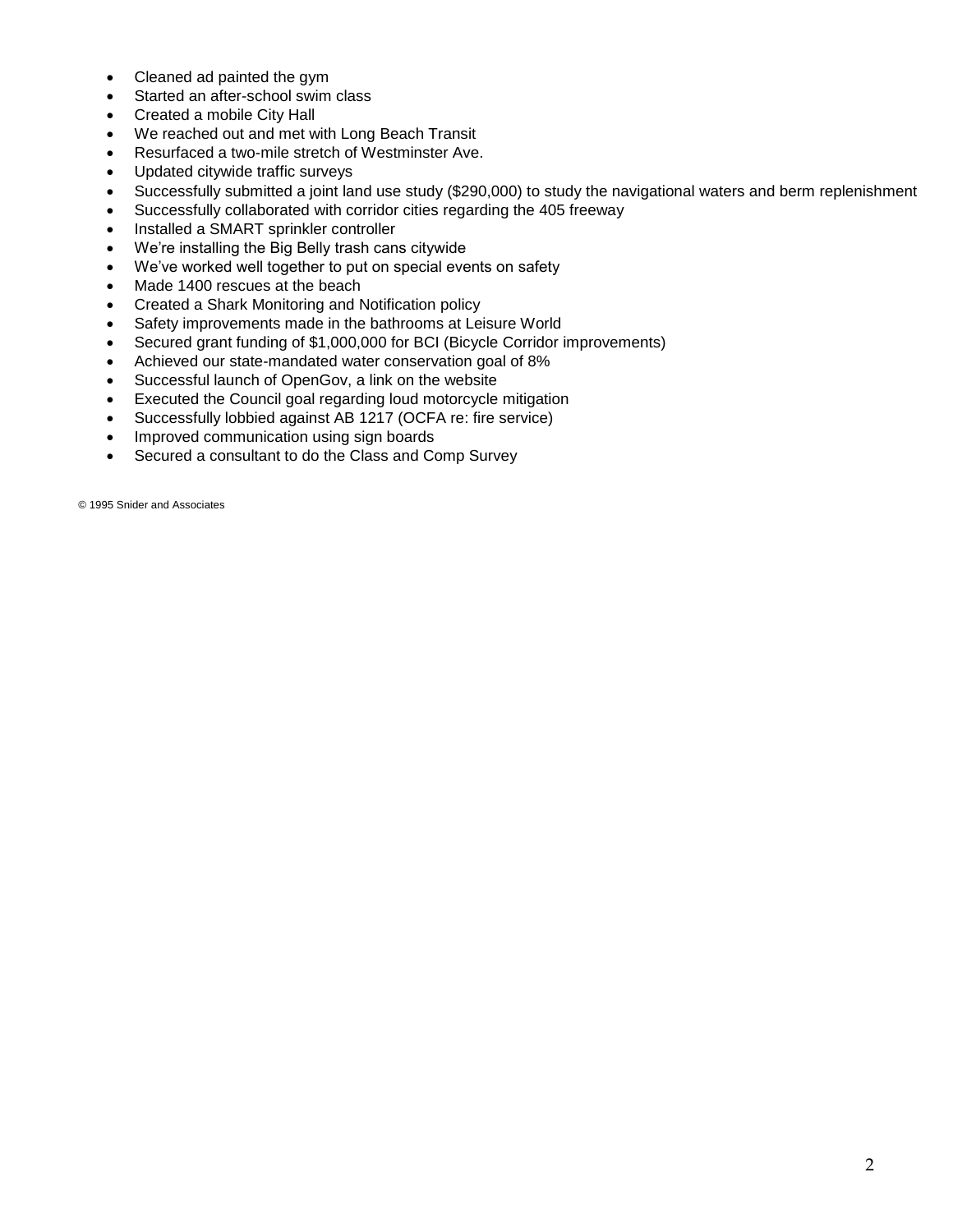- Cleaned ad painted the gym
- Started an after-school swim class
- Created a mobile City Hall
- We reached out and met with Long Beach Transit
- Resurfaced a two-mile stretch of Westminster Ave.
- Updated citywide traffic surveys
- Successfully submitted a joint land use study ($290,000) to study the navigational waters and berm replenishment
- Successfully collaborated with corridor cities regarding the 405 freeway
- Installed a SMART sprinkler controller
- We're installing the Big Belly trash cans citywide
- We've worked well together to put on special events on safety
- Made 1400 rescues at the beach
- Created a Shark Monitoring and Notification policy
- Safety improvements made in the bathrooms at Leisure World
- Secured grant funding of $1,000,000 for BCI (Bicycle Corridor improvements)
- Achieved our state-mandated water conservation goal of 8%
- Successful launch of OpenGov, a link on the website
- Executed the Council goal regarding loud motorcycle mitigation
- Successfully lobbied against AB 1217 (OCFA re: fire service)
- Improved communication using sign boards
- Secured a consultant to do the Class and Comp Survey

© 1995 Snider and Associates